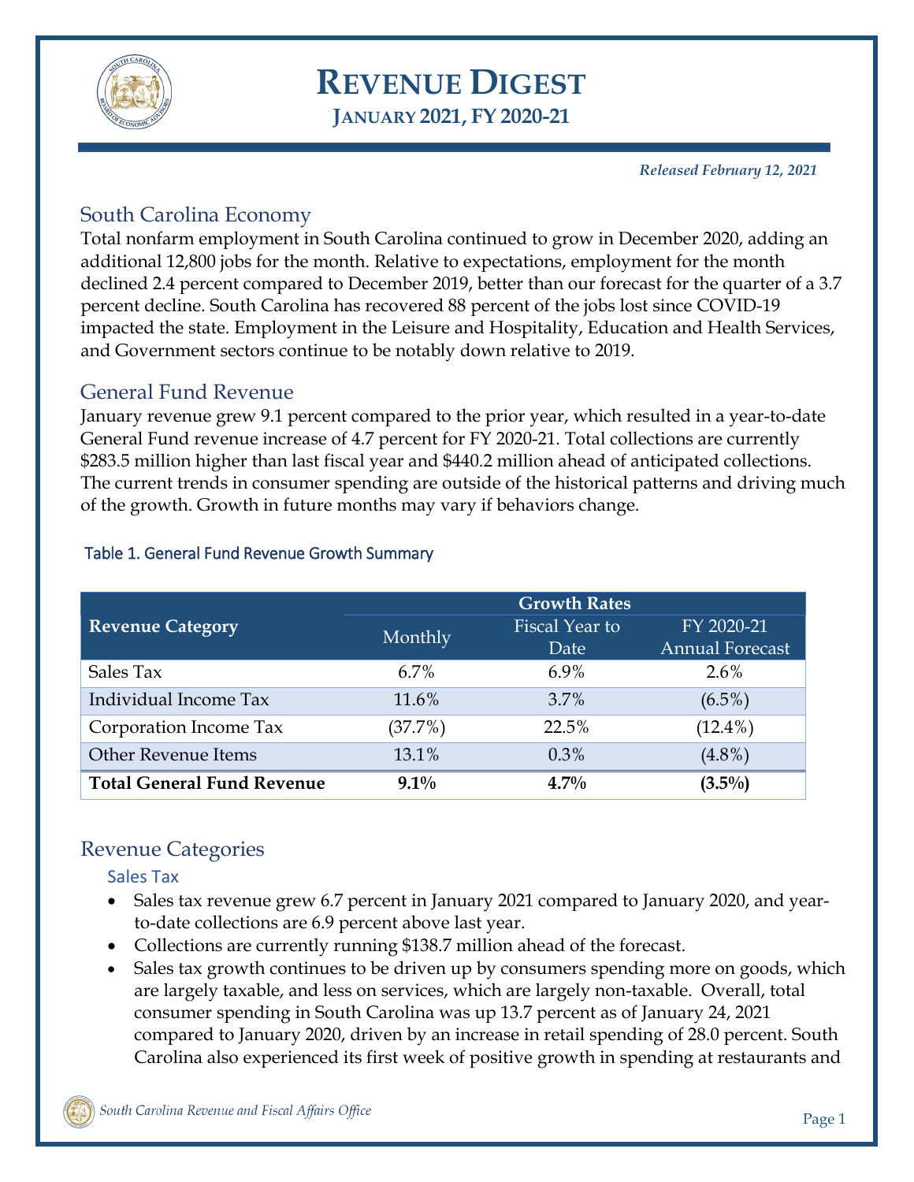# REVENUE DIGEST

## JANUARY 2021, FY 2020-21

*Released February 12, 2021*

## South Carolina Economy

Total nonfarm employment in South Carolina continued to grow in December 2020, adding an additional 12,800 jobs for the month. Relative to expectations, employment for the month declined 2.4 percent compared to December 2019, better than our forecast for the quarter of a 3.7 percent decline. South Carolina has recovered 88 percent of the jobs lost since COVID-19 impacted the state. Employment in the Leisure and Hospitality, Education and Health Services, and Government sectors continue to be notably down relative to 2019.

## General Fund Revenue

January revenue grew 9.1 percent compared to the prior year, which resulted in a year-to-date General Fund revenue increase of 4.7 percent for FY 2020-21. Total collections are currently $283.5 million higher than last fiscal year and $440.2 million ahead of anticipated collections. The current trends in consumer spending are outside of the historical patterns and driving much of the growth. Growth in future months may vary if behaviors change.

Table 1. General Fund Revenue Growth Summary

| Revenue Category | Growth Rates | | |
|---|---|---|---|
| | Monthly | Fiscal Year to Date | FY 2020-21 Annual Forecast |
| Sales Tax | 6.7% | 6.9% | 2.6% |
| Individual Income Tax | 11.6% | 3.7% | (6.5%) |
| Corporation Income Tax | (37.7%) | 22.5% | (12.4%) |
| Other Revenue Items | 13.1% | 0.3% | (4.8%) |
| **Total General Fund Revenue** | **9.1%** | **4.7%** | **(3.5%)** |

## Revenue Categories

### Sales Tax

- Sales tax revenue grew 6.7 percent in January 2021 compared to January 2020, and year-to-date collections are 6.9 percent above last year.
- Collections are currently running $138.7 million ahead of the forecast.
- Sales tax growth continues to be driven up by consumers spending more on goods, which are largely taxable, and less on services, which are largely non-taxable. Overall, total consumer spending in South Carolina was up 13.7 percent as of January 24, 2021 compared to January 2020, driven by an increase in retail spending of 28.0 percent. South Carolina also experienced its first week of positive growth in spending at restaurants and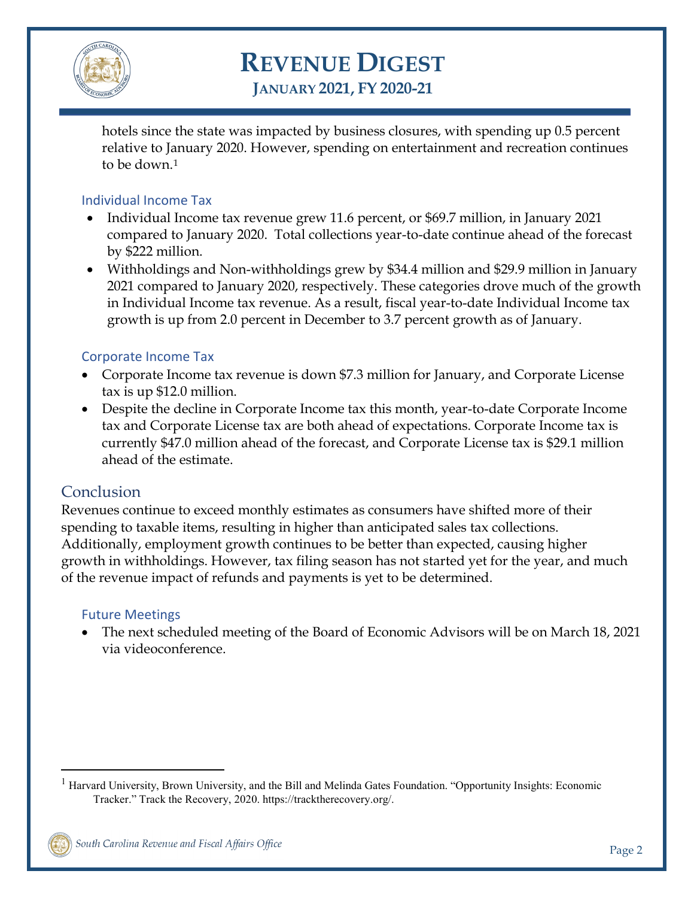hotels since the state was impacted by business closures, with spending up 0.5 percent relative to January 2020. However, spending on entertainment and recreation continues to be down.[1]

### Individual Income Tax

- Individual Income tax revenue grew 11.6 percent, or $69.7 million, in January 2021 compared to January 2020. Total collections year-to-date continue ahead of the forecast by $222 million.
- Withholdings and Non-withholdings grew by $34.4 million and $29.9 million in January 2021 compared to January 2020, respectively. These categories drove much of the growth in Individual Income tax revenue. As a result, fiscal year-to-date Individual Income tax growth is up from 2.0 percent in December to 3.7 percent growth as of January.

### Corporate Income Tax

- Corporate Income tax revenue is down $7.3 million for January, and Corporate License tax is up $12.0 million.
- Despite the decline in Corporate Income tax this month, year-to-date Corporate Income tax and Corporate License tax are both ahead of expectations. Corporate Income tax is currently $47.0 million ahead of the forecast, and Corporate License tax is $29.1 million ahead of the estimate.

## Conclusion

Revenues continue to exceed monthly estimates as consumers have shifted more of their spending to taxable items, resulting in higher than anticipated sales tax collections. Additionally, employment growth continues to be better than expected, causing higher growth in withholdings. However, tax filing season has not started yet for the year, and much of the revenue impact of refunds and payments is yet to be determined.

### Future Meetings

- The next scheduled meeting of the Board of Economic Advisors will be on March 18, 2021 via videoconference.

[1] Harvard University, Brown University, and the Bill and Melinda Gates Foundation. "Opportunity Insights: Economic Tracker." Track the Recovery, 2020. https://tracktherecovery.org/.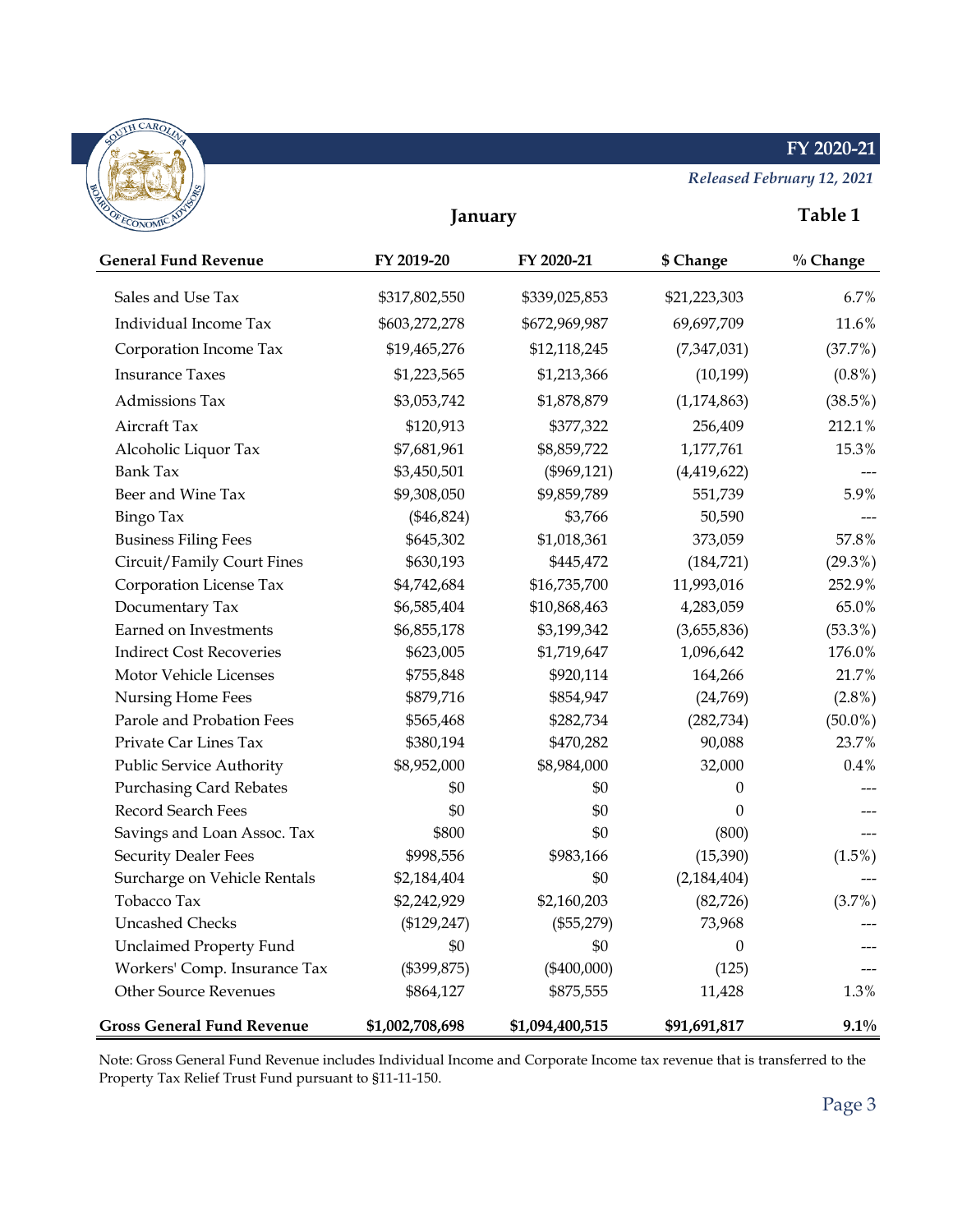**FY 2020-21**

*Released February 12, 2021*

## January

**Table 1**

| General Fund Revenue | FY 2019-20 | FY 2020-21 | $ Change | % Change |
|---|---|---|---|---|
| Sales and Use Tax | $317,802,550 | $339,025,853 | $21,223,303 | 6.7% |
| Individual Income Tax | $603,272,278 | $672,969,987 | 69,697,709 | 11.6% |
| Corporation Income Tax | $19,465,276 | $12,118,245 | (7,347,031) | (37.7%) |
| Insurance Taxes | $1,223,565 | $1,213,366 | (10,199) | (0.8%) |
| Admissions Tax | $3,053,742 | $1,878,879 | (1,174,863) | (38.5%) |
| Aircraft Tax | $120,913 | $377,322 | 256,409 | 212.1% |
| Alcoholic Liquor Tax | $7,681,961 | $8,859,722 | 1,177,761 | 15.3% |
| Bank Tax | $3,450,501 | ($969,121) | (4,419,622) | --- |
| Beer and Wine Tax | $9,308,050 | $9,859,789 | 551,739 | 5.9% |
| Bingo Tax | ($46,824) | $3,766 | 50,590 | --- |
| Business Filing Fees | $645,302 | $1,018,361 | 373,059 | 57.8% |
| Circuit/Family Court Fines | $630,193 | $445,472 | (184,721) | (29.3%) |
| Corporation License Tax | $4,742,684 | $16,735,700 | 11,993,016 | 252.9% |
| Documentary Tax | $6,585,404 | $10,868,463 | 4,283,059 | 65.0% |
| Earned on Investments | $6,855,178 | $3,199,342 | (3,655,836) | (53.3%) |
| Indirect Cost Recoveries | $623,005 | $1,719,647 | 1,096,642 | 176.0% |
| Motor Vehicle Licenses | $755,848 | $920,114 | 164,266 | 21.7% |
| Nursing Home Fees | $879,716 | $854,947 | (24,769) | (2.8%) |
| Parole and Probation Fees | $565,468 | $282,734 | (282,734) | (50.0%) |
| Private Car Lines Tax | $380,194 | $470,282 | 90,088 | 23.7% |
| Public Service Authority | $8,952,000 | $8,984,000 | 32,000 | 0.4% |
| Purchasing Card Rebates | $0 | $0 | 0 | --- |
| Record Search Fees | $0 | $0 | 0 | --- |
| Savings and Loan Assoc. Tax | $800 | $0 | (800) | --- |
| Security Dealer Fees | $998,556 | $983,166 | (15,390) | (1.5%) |
| Surcharge on Vehicle Rentals | $2,184,404 | $0 | (2,184,404) | --- |
| Tobacco Tax | $2,242,929 | $2,160,203 | (82,726) | (3.7%) |
| Uncashed Checks | ($129,247) | ($55,279) | 73,968 | --- |
| Unclaimed Property Fund | $0 | $0 | 0 | --- |
| Workers' Comp. Insurance Tax | ($399,875) | ($400,000) | (125) | --- |
| Other Source Revenues | $864,127 | $875,555 | 11,428 | 1.3% |
| **Gross General Fund Revenue** | **$1,002,708,698** | **$1,094,400,515** | **$91,691,817** | **9.1%** |

Note: Gross General Fund Revenue includes Individual Income and Corporate Income tax revenue that is transferred to the Property Tax Relief Trust Fund pursuant to §11-11-150.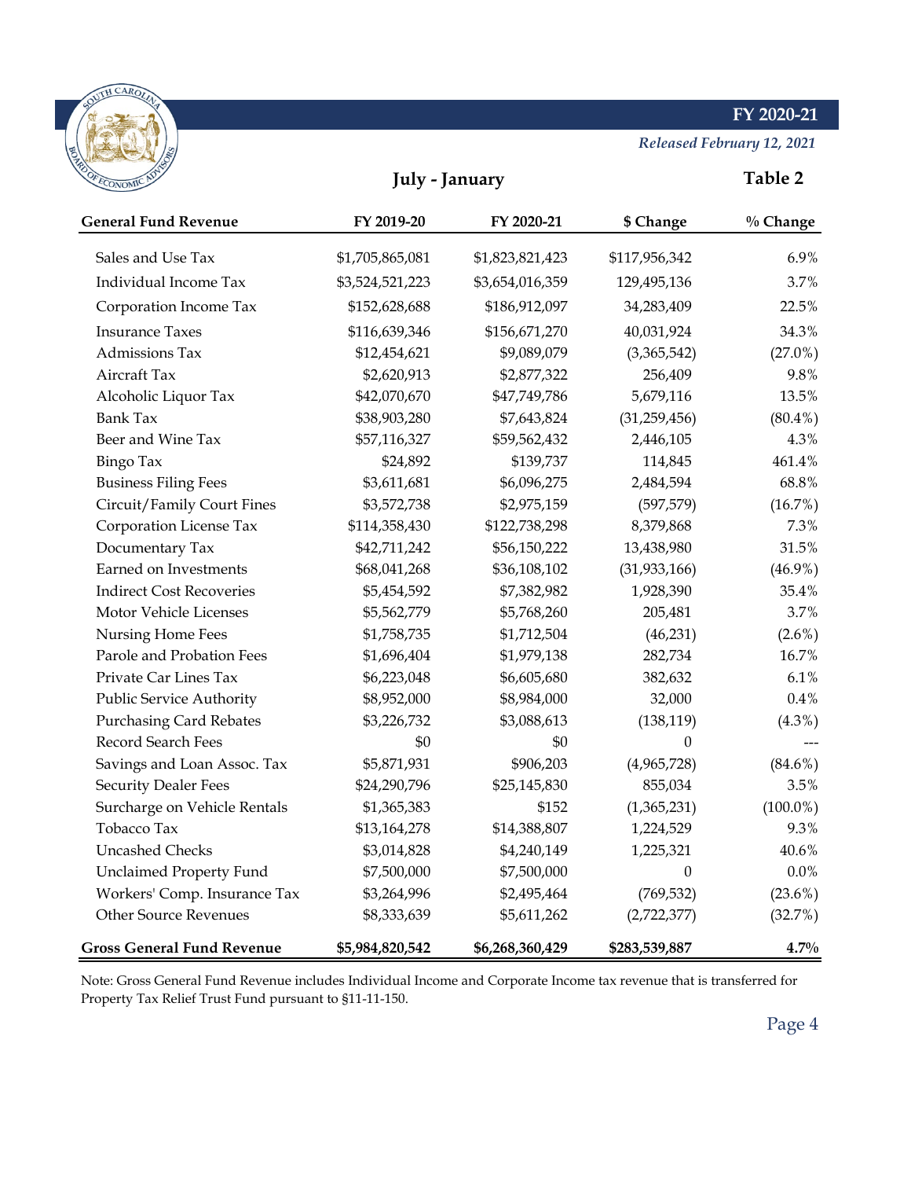**FY 2020-21**

*Released February 12, 2021*

## July - January

**Table 2**

| General Fund Revenue | FY 2019-20 | FY 2020-21 | $ Change | % Change |
|---|---|---|---|---|
| Sales and Use Tax | $1,705,865,081 | $1,823,821,423 | $117,956,342 | 6.9% |
| Individual Income Tax | $3,524,521,223 | $3,654,016,359 | 129,495,136 | 3.7% |
| Corporation Income Tax | $152,628,688 | $186,912,097 | 34,283,409 | 22.5% |
| Insurance Taxes | $116,639,346 | $156,671,270 | 40,031,924 | 34.3% |
| Admissions Tax | $12,454,621 | $9,089,079 | (3,365,542) | (27.0%) |
| Aircraft Tax | $2,620,913 | $2,877,322 | 256,409 | 9.8% |
| Alcoholic Liquor Tax | $42,070,670 | $47,749,786 | 5,679,116 | 13.5% |
| Bank Tax | $38,903,280 | $7,643,824 | (31,259,456) | (80.4%) |
| Beer and Wine Tax | $57,116,327 | $59,562,432 | 2,446,105 | 4.3% |
| Bingo Tax | $24,892 | $139,737 | 114,845 | 461.4% |
| Business Filing Fees | $3,611,681 | $6,096,275 | 2,484,594 | 68.8% |
| Circuit/Family Court Fines | $3,572,738 | $2,975,159 | (597,579) | (16.7%) |
| Corporation License Tax | $114,358,430 | $122,738,298 | 8,379,868 | 7.3% |
| Documentary Tax | $42,711,242 | $56,150,222 | 13,438,980 | 31.5% |
| Earned on Investments | $68,041,268 | $36,108,102 | (31,933,166) | (46.9%) |
| Indirect Cost Recoveries | $5,454,592 | $7,382,982 | 1,928,390 | 35.4% |
| Motor Vehicle Licenses | $5,562,779 | $5,768,260 | 205,481 | 3.7% |
| Nursing Home Fees | $1,758,735 | $1,712,504 | (46,231) | (2.6%) |
| Parole and Probation Fees | $1,696,404 | $1,979,138 | 282,734 | 16.7% |
| Private Car Lines Tax | $6,223,048 | $6,605,680 | 382,632 | 6.1% |
| Public Service Authority | $8,952,000 | $8,984,000 | 32,000 | 0.4% |
| Purchasing Card Rebates | $3,226,732 | $3,088,613 | (138,119) | (4.3%) |
| Record Search Fees | $0 | $0 | 0 | --- |
| Savings and Loan Assoc. Tax | $5,871,931 | $906,203 | (4,965,728) | (84.6%) |
| Security Dealer Fees | $24,290,796 | $25,145,830 | 855,034 | 3.5% |
| Surcharge on Vehicle Rentals | $1,365,383 | $152 | (1,365,231) | (100.0%) |
| Tobacco Tax | $13,164,278 | $14,388,807 | 1,224,529 | 9.3% |
| Uncashed Checks | $3,014,828 | $4,240,149 | 1,225,321 | 40.6% |
| Unclaimed Property Fund | $7,500,000 | $7,500,000 | 0 | 0.0% |
| Workers' Comp. Insurance Tax | $3,264,996 | $2,495,464 | (769,532) | (23.6%) |
| Other Source Revenues | $8,333,639 | $5,611,262 | (2,722,377) | (32.7%) |
| **Gross General Fund Revenue** | **$5,984,820,542** | **$6,268,360,429** | **$283,539,887** | **4.7%** |

Note: Gross General Fund Revenue includes Individual Income and Corporate Income tax revenue that is transferred for Property Tax Relief Trust Fund pursuant to §11-11-150.